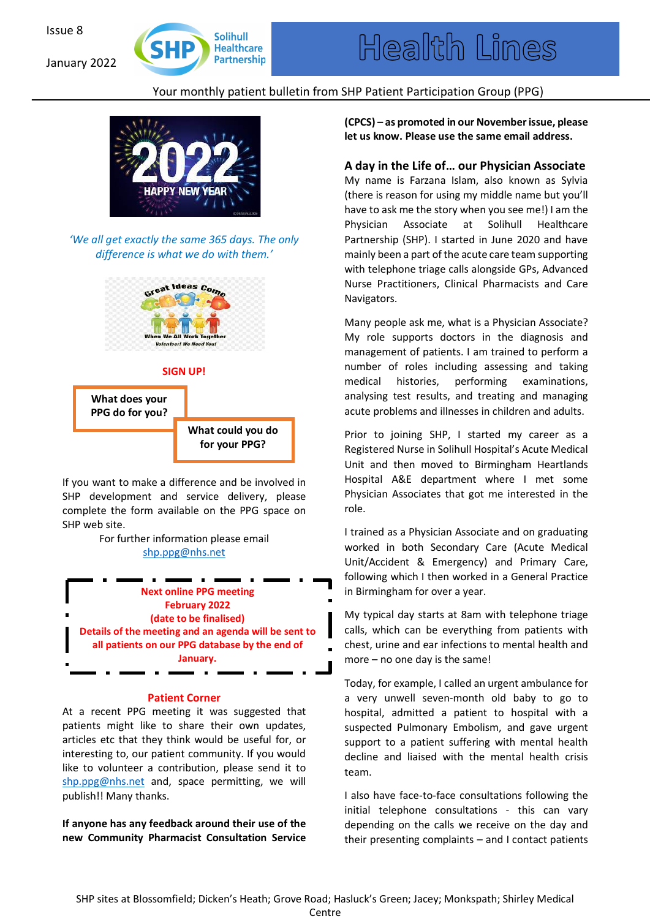Issue 8

January 2022

Solihull Healthcare Partnership

# Health Lines

Your monthly patient bulletin from SHP Patient Participation Group (PPG)

*'We all get exactly the same 365 days. The only difference is what we do with them.'*

**SIGN UP!**

**What does your PPG do for you?**

**What could you do for your PPG?**

If you want to make a difference and be involved in SHP development and service delivery, please complete the form available on the PPG space on SHP web site.

For further information please email shp.ppg@nhs.net

**Next online PPG meeting**
**February 2022**
**(date to be finalised)**
**Details of the meeting and an agenda will be sent to all patients on our PPG database by the end of January.**

## Patient Corner

At a recent PPG meeting it was suggested that patients might like to share their own updates, articles etc that they think would be useful for, or interesting to, our patient community. If you would like to volunteer a contribution, please send it to shp.ppg@nhs.net and, space permitting, we will publish!! Many thanks.

**If anyone has any feedback around their use of the new Community Pharmacist Consultation Service (CPCS) – as promoted in our November issue, please let us know. Please use the same email address.**

## A day in the Life of… our Physician Associate

My name is Farzana Islam, also known as Sylvia (there is reason for using my middle name but you'll have to ask me the story when you see me!) I am the Physician Associate at Solihull Healthcare Partnership (SHP). I started in June 2020 and have mainly been a part of the acute care team supporting with telephone triage calls alongside GPs, Advanced Nurse Practitioners, Clinical Pharmacists and Care Navigators.

Many people ask me, what is a Physician Associate? My role supports doctors in the diagnosis and management of patients. I am trained to perform a number of roles including assessing and taking medical histories, performing examinations, analysing test results, and treating and managing acute problems and illnesses in children and adults.

Prior to joining SHP, I started my career as a Registered Nurse in Solihull Hospital's Acute Medical Unit and then moved to Birmingham Heartlands Hospital A&E department where I met some Physician Associates that got me interested in the role.

I trained as a Physician Associate and on graduating worked in both Secondary Care (Acute Medical Unit/Accident & Emergency) and Primary Care, following which I then worked in a General Practice in Birmingham for over a year.

My typical day starts at 8am with telephone triage calls, which can be everything from patients with chest, urine and ear infections to mental health and more – no one day is the same!

Today, for example, I called an urgent ambulance for a very unwell seven-month old baby to go to hospital, admitted a patient to hospital with a suspected Pulmonary Embolism, and gave urgent support to a patient suffering with mental health decline and liaised with the mental health crisis team.

I also have face-to-face consultations following the initial telephone consultations - this can vary depending on the calls we receive on the day and their presenting complaints – and I contact patients

SHP sites at Blossomfield; Dicken's Heath; Grove Road; Hasluck's Green; Jacey; Monkspath; Shirley Medical Centre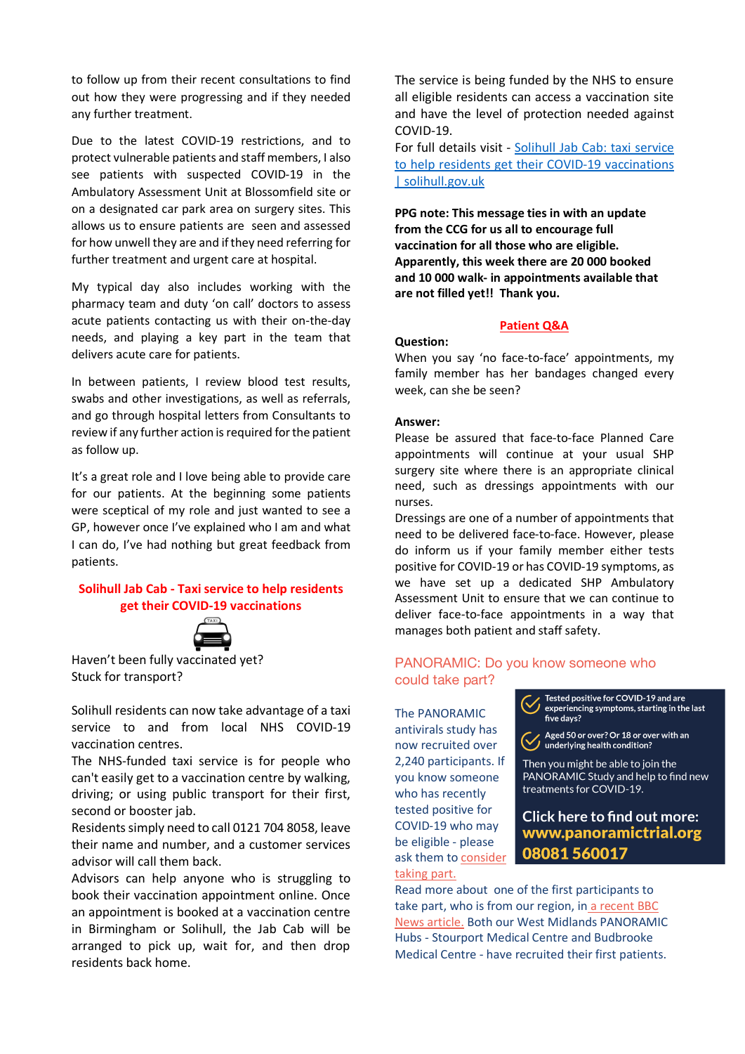to follow up from their recent consultations to find out how they were progressing and if they needed any further treatment.

Due to the latest COVID-19 restrictions, and to protect vulnerable patients and staff members, I also see patients with suspected COVID-19 in the Ambulatory Assessment Unit at Blossomfield site or on a designated car park area on surgery sites. This allows us to ensure patients are seen and assessed for how unwell they are and if they need referring for further treatment and urgent care at hospital.

My typical day also includes working with the pharmacy team and duty 'on call' doctors to assess acute patients contacting us with their on-the-day needs, and playing a key part in the team that delivers acute care for patients.

In between patients, I review blood test results, swabs and other investigations, as well as referrals, and go through hospital letters from Consultants to review if any further action is required for the patient as follow up.

It's a great role and I love being able to provide care for our patients. At the beginning some patients were sceptical of my role and just wanted to see a GP, however once I've explained who I am and what I can do, I've had nothing but great feedback from patients.

## Solihull Jab Cab - Taxi service to help residents get their COVID-19 vaccinations

Haven't been fully vaccinated yet?
Stuck for transport?

Solihull residents can now take advantage of a taxi service to and from local NHS COVID-19 vaccination centres.
The NHS-funded taxi service is for people who can't easily get to a vaccination centre by walking, driving; or using public transport for their first, second or booster jab.
Residents simply need to call 0121 704 8058, leave their name and number, and a customer services advisor will call them back.
Advisors can help anyone who is struggling to book their vaccination appointment online. Once an appointment is booked at a vaccination centre in Birmingham or Solihull, the Jab Cab will be arranged to pick up, wait for, and then drop residents back home.

The service is being funded by the NHS to ensure all eligible residents can access a vaccination site and have the level of protection needed against COVID-19.
For full details visit - Solihull Jab Cab: taxi service to help residents get their COVID-19 vaccinations | solihull.gov.uk

**PPG note: This message ties in with an update from the CCG for us all to encourage full vaccination for all those who are eligible. Apparently, this week there are 20 000 booked and 10 000 walk- in appointments available that are not filled yet!! Thank you.**

## Patient Q&A

**Question:**
When you say 'no face-to-face' appointments, my family member has her bandages changed every week, can she be seen?

**Answer:**
Please be assured that face-to-face Planned Care appointments will continue at your usual SHP surgery site where there is an appropriate clinical need, such as dressings appointments with our nurses.
Dressings are one of a number of appointments that need to be delivered face-to-face. However, please do inform us if your family member either tests positive for COVID-19 or has COVID-19 symptoms, as we have set up a dedicated SHP Ambulatory Assessment Unit to ensure that we can continue to deliver face-to-face appointments in a way that manages both patient and staff safety.

## PANORAMIC: Do you know someone who could take part?

The PANORAMIC antivirals study has now recruited over 2,240 participants. If you know someone who has recently tested positive for COVID-19 who may be eligible - please ask them to consider taking part.

Tested positive for COVID-19 and are experiencing symptoms, starting in the last five days?

Aged 50 or over? Or 18 or over with an underlying health condition?

Then you might be able to join the PANORAMIC Study and help to find new treatments for COVID-19.

**Click here to find out more:**
**www.panoramictrial.org**
**08081 560017**

Read more about one of the first participants to take part, who is from our region, in a recent BBC News article. Both our West Midlands PANORAMIC Hubs - Stourport Medical Centre and Budbrooke Medical Centre - have recruited their first patients.